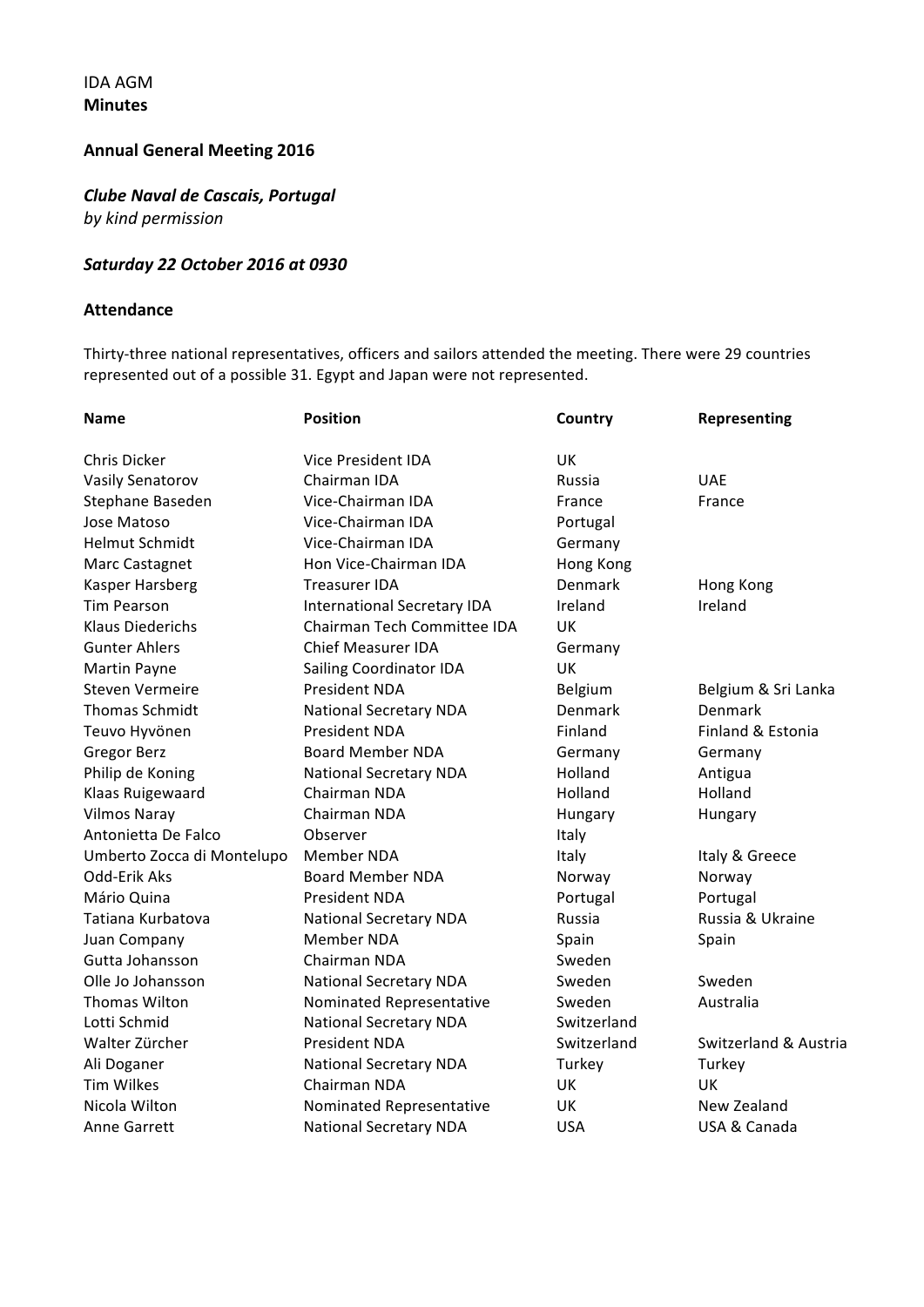IDA AGM
**Minutes**

## Annual General Meeting 2016

***Clube Naval de Cascais, Portugal***
*by kind permission*

***Saturday 22 October 2016 at 0930***

### Attendance

Thirty-three national representatives, officers and sailors attended the meeting. There were 29 countries represented out of a possible 31. Egypt and Japan were not represented.

| Name | Position | Country | Representing |
|---|---|---|---|
| Chris Dicker | Vice President IDA | UK | |
| Vasily Senatorov | Chairman IDA | Russia | UAE |
| Stephane Baseden | Vice-Chairman IDA | France | France |
| Jose Matoso | Vice-Chairman IDA | Portugal | |
| Helmut Schmidt | Vice-Chairman IDA | Germany | |
| Marc Castagnet | Hon Vice-Chairman IDA | Hong Kong | |
| Kasper Harsberg | Treasurer IDA | Denmark | Hong Kong |
| Tim Pearson | International Secretary IDA | Ireland | Ireland |
| Klaus Diederichs | Chairman Tech Committee IDA | UK | |
| Gunter Ahlers | Chief Measurer IDA | Germany | |
| Martin Payne | Sailing Coordinator IDA | UK | |
| Steven Vermeire | President NDA | Belgium | Belgium & Sri Lanka |
| Thomas Schmidt | National Secretary NDA | Denmark | Denmark |
| Teuvo Hyvönen | President NDA | Finland | Finland & Estonia |
| Gregor Berz | Board Member NDA | Germany | Germany |
| Philip de Koning | National Secretary NDA | Holland | Antigua |
| Klaas Ruigewaard | Chairman NDA | Holland | Holland |
| Vilmos Naray | Chairman NDA | Hungary | Hungary |
| Antonietta De Falco | Observer | Italy | |
| Umberto Zocca di Montelupo | Member NDA | Italy | Italy & Greece |
| Odd-Erik Aks | Board Member NDA | Norway | Norway |
| Mário Quina | President NDA | Portugal | Portugal |
| Tatiana Kurbatova | National Secretary NDA | Russia | Russia & Ukraine |
| Juan Company | Member NDA | Spain | Spain |
| Gutta Johansson | Chairman NDA | Sweden | |
| Olle Jo Johansson | National Secretary NDA | Sweden | Sweden |
| Thomas Wilton | Nominated Representative | Sweden | Australia |
| Lotti Schmid | National Secretary NDA | Switzerland | |
| Walter Zürcher | President NDA | Switzerland | Switzerland & Austria |
| Ali Doganer | National Secretary NDA | Turkey | Turkey |
| Tim Wilkes | Chairman NDA | UK | UK |
| Nicola Wilton | Nominated Representative | UK | New Zealand |
| Anne Garrett | National Secretary NDA | USA | USA & Canada |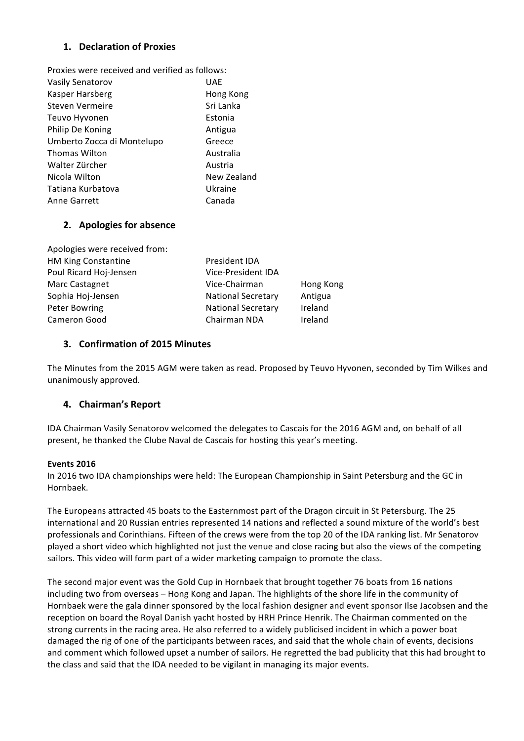## 1. Declaration of Proxies

Proxies were received and verified as follows:

| | |
|---|---|
| Vasily Senatorov | UAE |
| Kasper Harsberg | Hong Kong |
| Steven Vermeire | Sri Lanka |
| Teuvo Hyvonen | Estonia |
| Philip De Koning | Antigua |
| Umberto Zocca di Montelupo | Greece |
| Thomas Wilton | Australia |
| Walter Zürcher | Austria |
| Nicola Wilton | New Zealand |
| Tatiana Kurbatova | Ukraine |
| Anne Garrett | Canada |

## 2. Apologies for absence

Apologies were received from:

| | | |
|---|---|---|
| HM King Constantine | President IDA | |
| Poul Ricard Hoj-Jensen | Vice-President IDA | |
| Marc Castagnet | Vice-Chairman | Hong Kong |
| Sophia Hoj-Jensen | National Secretary | Antigua |
| Peter Bowring | National Secretary | Ireland |
| Cameron Good | Chairman NDA | Ireland |

## 3. Confirmation of 2015 Minutes

The Minutes from the 2015 AGM were taken as read. Proposed by Teuvo Hyvonen, seconded by Tim Wilkes and unanimously approved.

## 4. Chairman's Report

IDA Chairman Vasily Senatorov welcomed the delegates to Cascais for the 2016 AGM and, on behalf of all present, he thanked the Clube Naval de Cascais for hosting this year's meeting.

**Events 2016**

In 2016 two IDA championships were held: The European Championship in Saint Petersburg and the GC in Hornbaek.

The Europeans attracted 45 boats to the Easternmost part of the Dragon circuit in St Petersburg. The 25 international and 20 Russian entries represented 14 nations and reflected a sound mixture of the world's best professionals and Corinthians. Fifteen of the crews were from the top 20 of the IDA ranking list. Mr Senatorov played a short video which highlighted not just the venue and close racing but also the views of the competing sailors. This video will form part of a wider marketing campaign to promote the class.

The second major event was the Gold Cup in Hornbaek that brought together 76 boats from 16 nations including two from overseas – Hong Kong and Japan. The highlights of the shore life in the community of Hornbaek were the gala dinner sponsored by the local fashion designer and event sponsor Ilse Jacobsen and the reception on board the Royal Danish yacht hosted by HRH Prince Henrik. The Chairman commented on the strong currents in the racing area. He also referred to a widely publicised incident in which a power boat damaged the rig of one of the participants between races, and said that the whole chain of events, decisions and comment which followed upset a number of sailors. He regretted the bad publicity that this had brought to the class and said that the IDA needed to be vigilant in managing its major events.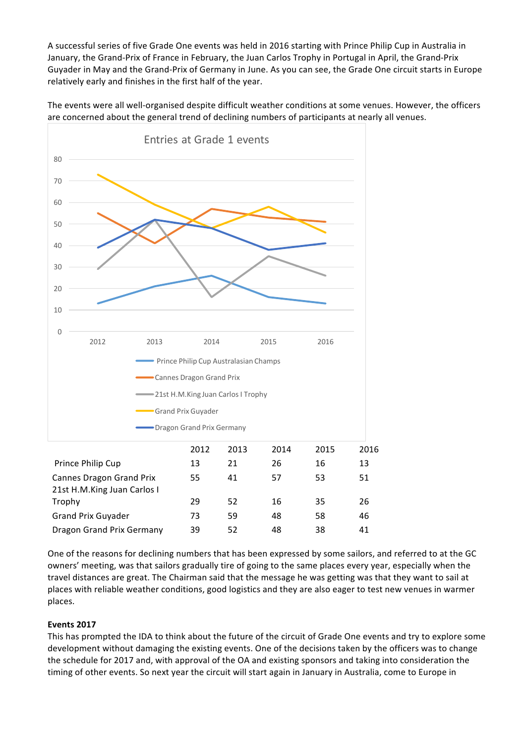A successful series of five Grade One events was held in 2016 starting with Prince Philip Cup in Australia in January, the Grand-Prix of France in February, the Juan Carlos Trophy in Portugal in April, the Grand-Prix Guyader in May and the Grand-Prix of Germany in June. As you can see, the Grade One circuit starts in Europe relatively early and finishes in the first half of the year.

The events were all well-organised despite difficult weather conditions at some venues. However, the officers are concerned about the general trend of declining numbers of participants at nearly all venues.

Entries at Grade 1 events

| | 2012 | 2013 | 2014 | 2015 | 2016 |
|---|---|---|---|---|---|
| Prince Philip Cup | 13 | 21 | 26 | 16 | 13 |
| Cannes Dragon Grand Prix | 55 | 41 | 57 | 53 | 51 |
| 21st H.M.King Juan Carlos I Trophy | 29 | 52 | 16 | 35 | 26 |
| Grand Prix Guyader | 73 | 59 | 48 | 58 | 46 |
| Dragon Grand Prix Germany | 39 | 52 | 48 | 38 | 41 |

One of the reasons for declining numbers that has been expressed by some sailors, and referred to at the GC owners' meeting, was that sailors gradually tire of going to the same places every year, especially when the travel distances are great. The Chairman said that the message he was getting was that they want to sail at places with reliable weather conditions, good logistics and they are also eager to test new venues in warmer places.

**Events 2017**

This has prompted the IDA to think about the future of the circuit of Grade One events and try to explore some development without damaging the existing events. One of the decisions taken by the officers was to change the schedule for 2017 and, with approval of the OA and existing sponsors and taking into consideration the timing of other events. So next year the circuit will start again in January in Australia, come to Europe in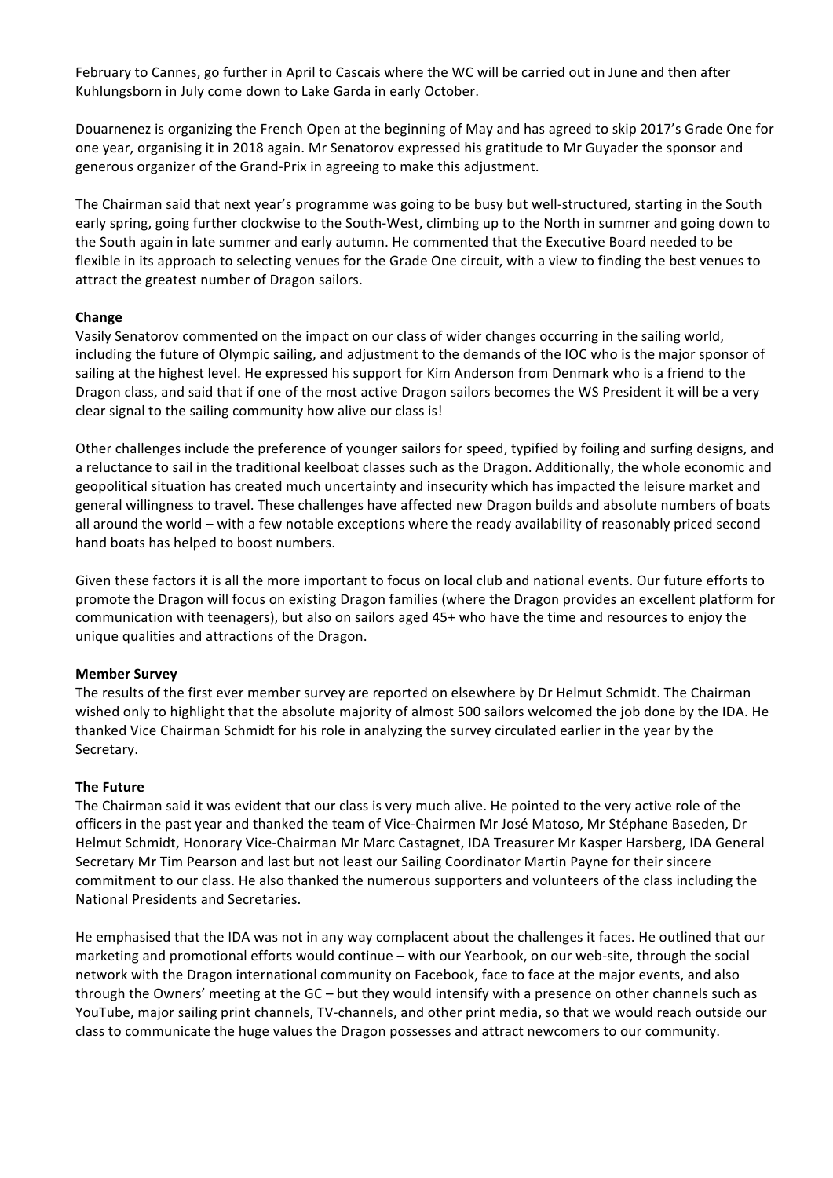February to Cannes, go further in April to Cascais where the WC will be carried out in June and then after Kuhlungsborn in July come down to Lake Garda in early October.

Douarnenez is organizing the French Open at the beginning of May and has agreed to skip 2017's Grade One for one year, organising it in 2018 again. Mr Senatorov expressed his gratitude to Mr Guyader the sponsor and generous organizer of the Grand-Prix in agreeing to make this adjustment.

The Chairman said that next year's programme was going to be busy but well-structured, starting in the South early spring, going further clockwise to the South-West, climbing up to the North in summer and going down to the South again in late summer and early autumn. He commented that the Executive Board needed to be flexible in its approach to selecting venues for the Grade One circuit, with a view to finding the best venues to attract the greatest number of Dragon sailors.

**Change**

Vasily Senatorov commented on the impact on our class of wider changes occurring in the sailing world, including the future of Olympic sailing, and adjustment to the demands of the IOC who is the major sponsor of sailing at the highest level. He expressed his support for Kim Anderson from Denmark who is a friend to the Dragon class, and said that if one of the most active Dragon sailors becomes the WS President it will be a very clear signal to the sailing community how alive our class is!

Other challenges include the preference of younger sailors for speed, typified by foiling and surfing designs, and a reluctance to sail in the traditional keelboat classes such as the Dragon. Additionally, the whole economic and geopolitical situation has created much uncertainty and insecurity which has impacted the leisure market and general willingness to travel. These challenges have affected new Dragon builds and absolute numbers of boats all around the world – with a few notable exceptions where the ready availability of reasonably priced second hand boats has helped to boost numbers.

Given these factors it is all the more important to focus on local club and national events. Our future efforts to promote the Dragon will focus on existing Dragon families (where the Dragon provides an excellent platform for communication with teenagers), but also on sailors aged 45+ who have the time and resources to enjoy the unique qualities and attractions of the Dragon.

**Member Survey**

The results of the first ever member survey are reported on elsewhere by Dr Helmut Schmidt. The Chairman wished only to highlight that the absolute majority of almost 500 sailors welcomed the job done by the IDA. He thanked Vice Chairman Schmidt for his role in analyzing the survey circulated earlier in the year by the Secretary.

**The Future**

The Chairman said it was evident that our class is very much alive. He pointed to the very active role of the officers in the past year and thanked the team of Vice-Chairmen Mr José Matoso, Mr Stéphane Baseden, Dr Helmut Schmidt, Honorary Vice-Chairman Mr Marc Castagnet, IDA Treasurer Mr Kasper Harsberg, IDA General Secretary Mr Tim Pearson and last but not least our Sailing Coordinator Martin Payne for their sincere commitment to our class. He also thanked the numerous supporters and volunteers of the class including the National Presidents and Secretaries.

He emphasised that the IDA was not in any way complacent about the challenges it faces. He outlined that our marketing and promotional efforts would continue – with our Yearbook, on our web-site, through the social network with the Dragon international community on Facebook, face to face at the major events, and also through the Owners' meeting at the GC – but they would intensify with a presence on other channels such as YouTube, major sailing print channels, TV-channels, and other print media, so that we would reach outside our class to communicate the huge values the Dragon possesses and attract newcomers to our community.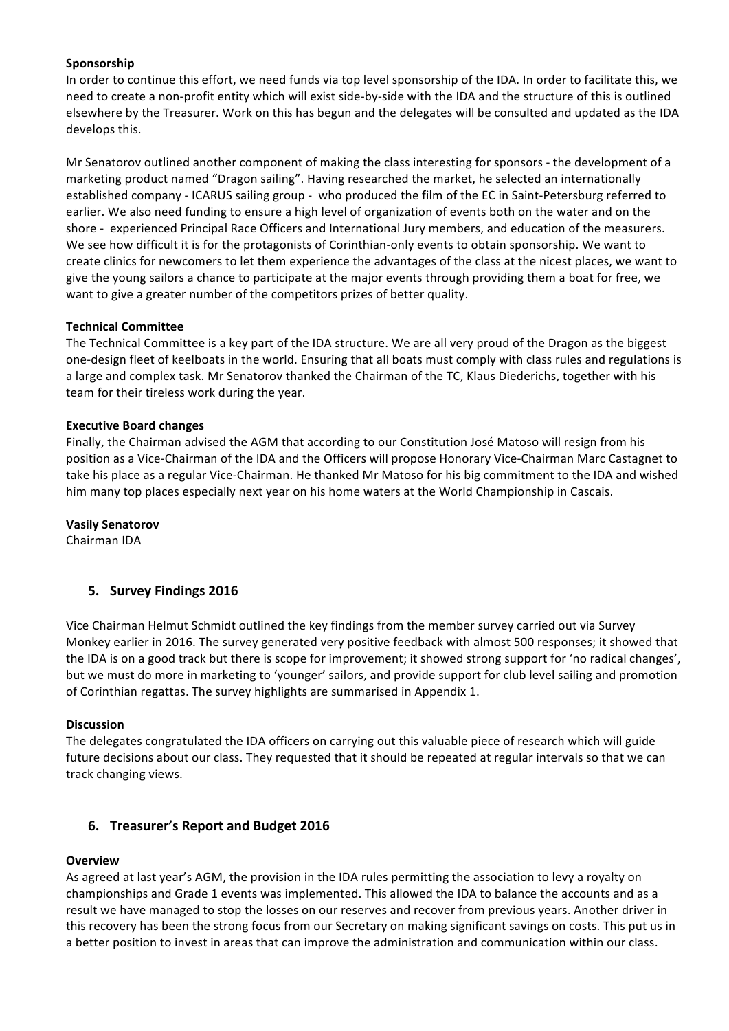**Sponsorship**

In order to continue this effort, we need funds via top level sponsorship of the IDA. In order to facilitate this, we need to create a non-profit entity which will exist side-by-side with the IDA and the structure of this is outlined elsewhere by the Treasurer. Work on this has begun and the delegates will be consulted and updated as the IDA develops this.

Mr Senatorov outlined another component of making the class interesting for sponsors - the development of a marketing product named "Dragon sailing". Having researched the market, he selected an internationally established company - ICARUS sailing group - who produced the film of the EC in Saint-Petersburg referred to earlier. We also need funding to ensure a high level of organization of events both on the water and on the shore - experienced Principal Race Officers and International Jury members, and education of the measurers. We see how difficult it is for the protagonists of Corinthian-only events to obtain sponsorship. We want to create clinics for newcomers to let them experience the advantages of the class at the nicest places, we want to give the young sailors a chance to participate at the major events through providing them a boat for free, we want to give a greater number of the competitors prizes of better quality.

**Technical Committee**

The Technical Committee is a key part of the IDA structure. We are all very proud of the Dragon as the biggest one-design fleet of keelboats in the world. Ensuring that all boats must comply with class rules and regulations is a large and complex task. Mr Senatorov thanked the Chairman of the TC, Klaus Diederichs, together with his team for their tireless work during the year.

**Executive Board changes**

Finally, the Chairman advised the AGM that according to our Constitution José Matoso will resign from his position as a Vice-Chairman of the IDA and the Officers will propose Honorary Vice-Chairman Marc Castagnet to take his place as a regular Vice-Chairman. He thanked Mr Matoso for his big commitment to the IDA and wished him many top places especially next year on his home waters at the World Championship in Cascais.

**Vasily Senatorov**
Chairman IDA

## 5. Survey Findings 2016

Vice Chairman Helmut Schmidt outlined the key findings from the member survey carried out via Survey Monkey earlier in 2016. The survey generated very positive feedback with almost 500 responses; it showed that the IDA is on a good track but there is scope for improvement; it showed strong support for 'no radical changes', but we must do more in marketing to 'younger' sailors, and provide support for club level sailing and promotion of Corinthian regattas. The survey highlights are summarised in Appendix 1.

**Discussion**

The delegates congratulated the IDA officers on carrying out this valuable piece of research which will guide future decisions about our class. They requested that it should be repeated at regular intervals so that we can track changing views.

## 6. Treasurer's Report and Budget 2016

**Overview**

As agreed at last year's AGM, the provision in the IDA rules permitting the association to levy a royalty on championships and Grade 1 events was implemented. This allowed the IDA to balance the accounts and as a result we have managed to stop the losses on our reserves and recover from previous years. Another driver in this recovery has been the strong focus from our Secretary on making significant savings on costs. This put us in a better position to invest in areas that can improve the administration and communication within our class.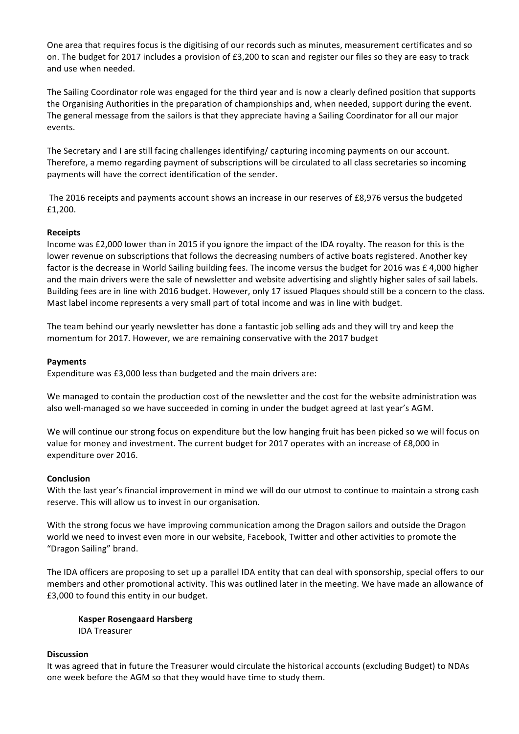One area that requires focus is the digitising of our records such as minutes, measurement certificates and so on. The budget for 2017 includes a provision of £3,200 to scan and register our files so they are easy to track and use when needed.

The Sailing Coordinator role was engaged for the third year and is now a clearly defined position that supports the Organising Authorities in the preparation of championships and, when needed, support during the event. The general message from the sailors is that they appreciate having a Sailing Coordinator for all our major events.

The Secretary and I are still facing challenges identifying/ capturing incoming payments on our account. Therefore, a memo regarding payment of subscriptions will be circulated to all class secretaries so incoming payments will have the correct identification of the sender.

The 2016 receipts and payments account shows an increase in our reserves of £8,976 versus the budgeted £1,200.

**Receipts**
Income was £2,000 lower than in 2015 if you ignore the impact of the IDA royalty. The reason for this is the lower revenue on subscriptions that follows the decreasing numbers of active boats registered. Another key factor is the decrease in World Sailing building fees. The income versus the budget for 2016 was £ 4,000 higher and the main drivers were the sale of newsletter and website advertising and slightly higher sales of sail labels. Building fees are in line with 2016 budget. However, only 17 issued Plaques should still be a concern to the class. Mast label income represents a very small part of total income and was in line with budget.

The team behind our yearly newsletter has done a fantastic job selling ads and they will try and keep the momentum for 2017. However, we are remaining conservative with the 2017 budget

**Payments**
Expenditure was £3,000 less than budgeted and the main drivers are:

We managed to contain the production cost of the newsletter and the cost for the website administration was also well-managed so we have succeeded in coming in under the budget agreed at last year's AGM.

We will continue our strong focus on expenditure but the low hanging fruit has been picked so we will focus on value for money and investment. The current budget for 2017 operates with an increase of £8,000 in expenditure over 2016.

**Conclusion**
With the last year's financial improvement in mind we will do our utmost to continue to maintain a strong cash reserve. This will allow us to invest in our organisation.

With the strong focus we have improving communication among the Dragon sailors and outside the Dragon world we need to invest even more in our website, Facebook, Twitter and other activities to promote the "Dragon Sailing" brand.

The IDA officers are proposing to set up a parallel IDA entity that can deal with sponsorship, special offers to our members and other promotional activity. This was outlined later in the meeting. We have made an allowance of £3,000 to found this entity in our budget.

**Kasper Rosengaard Harsberg**
IDA Treasurer

**Discussion**
It was agreed that in future the Treasurer would circulate the historical accounts (excluding Budget) to NDAs one week before the AGM so that they would have time to study them.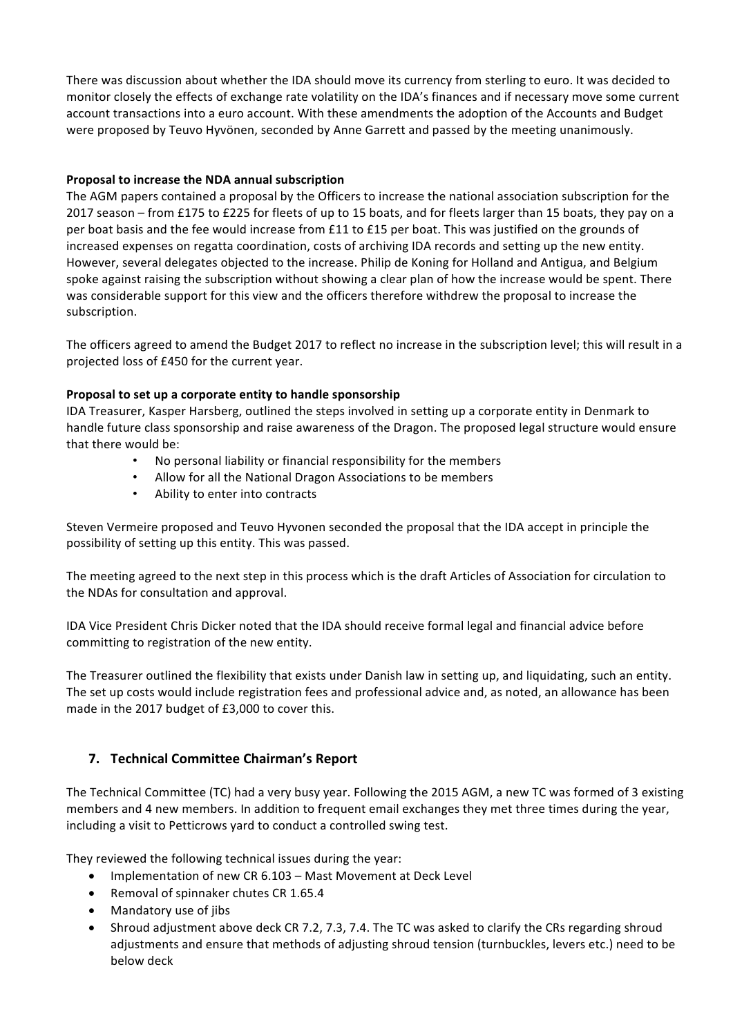There was discussion about whether the IDA should move its currency from sterling to euro. It was decided to monitor closely the effects of exchange rate volatility on the IDA's finances and if necessary move some current account transactions into a euro account. With these amendments the adoption of the Accounts and Budget were proposed by Teuvo Hyvönen, seconded by Anne Garrett and passed by the meeting unanimously.

**Proposal to increase the NDA annual subscription**

The AGM papers contained a proposal by the Officers to increase the national association subscription for the 2017 season – from £175 to £225 for fleets of up to 15 boats, and for fleets larger than 15 boats, they pay on a per boat basis and the fee would increase from £11 to £15 per boat. This was justified on the grounds of increased expenses on regatta coordination, costs of archiving IDA records and setting up the new entity. However, several delegates objected to the increase. Philip de Koning for Holland and Antigua, and Belgium spoke against raising the subscription without showing a clear plan of how the increase would be spent. There was considerable support for this view and the officers therefore withdrew the proposal to increase the subscription.

The officers agreed to amend the Budget 2017 to reflect no increase in the subscription level; this will result in a projected loss of £450 for the current year.

**Proposal to set up a corporate entity to handle sponsorship**

IDA Treasurer, Kasper Harsberg, outlined the steps involved in setting up a corporate entity in Denmark to handle future class sponsorship and raise awareness of the Dragon. The proposed legal structure would ensure that there would be:

- No personal liability or financial responsibility for the members
- Allow for all the National Dragon Associations to be members
- Ability to enter into contracts

Steven Vermeire proposed and Teuvo Hyvonen seconded the proposal that the IDA accept in principle the possibility of setting up this entity. This was passed.

The meeting agreed to the next step in this process which is the draft Articles of Association for circulation to the NDAs for consultation and approval.

IDA Vice President Chris Dicker noted that the IDA should receive formal legal and financial advice before committing to registration of the new entity.

The Treasurer outlined the flexibility that exists under Danish law in setting up, and liquidating, such an entity. The set up costs would include registration fees and professional advice and, as noted, an allowance has been made in the 2017 budget of £3,000 to cover this.

## 7. Technical Committee Chairman's Report

The Technical Committee (TC) had a very busy year. Following the 2015 AGM, a new TC was formed of 3 existing members and 4 new members. In addition to frequent email exchanges they met three times during the year, including a visit to Petticrows yard to conduct a controlled swing test.

They reviewed the following technical issues during the year:

- Implementation of new CR 6.103 – Mast Movement at Deck Level
- Removal of spinnaker chutes CR 1.65.4
- Mandatory use of jibs
- Shroud adjustment above deck CR 7.2, 7.3, 7.4. The TC was asked to clarify the CRs regarding shroud adjustments and ensure that methods of adjusting shroud tension (turnbuckles, levers etc.) need to be below deck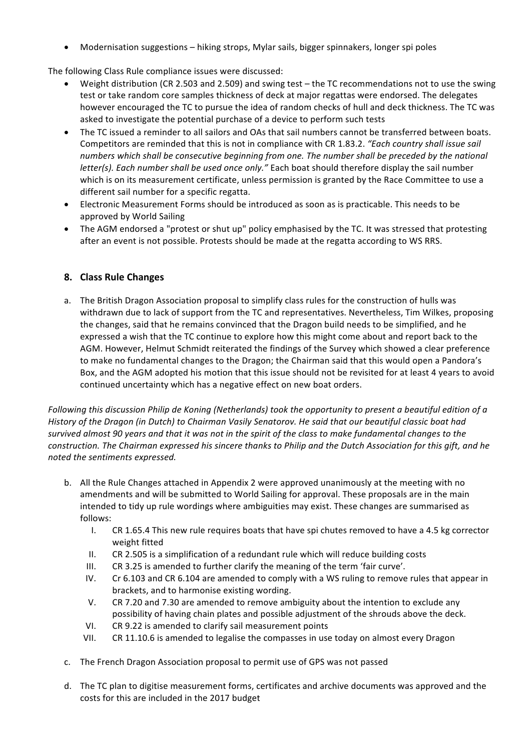- Modernisation suggestions – hiking strops, Mylar sails, bigger spinnakers, longer spi poles

The following Class Rule compliance issues were discussed:

- Weight distribution (CR 2.503 and 2.509) and swing test – the TC recommendations not to use the swing test or take random core samples thickness of deck at major regattas were endorsed. The delegates however encouraged the TC to pursue the idea of random checks of hull and deck thickness. The TC was asked to investigate the potential purchase of a device to perform such tests
- The TC issued a reminder to all sailors and OAs that sail numbers cannot be transferred between boats. Competitors are reminded that this is not in compliance with CR 1.83.2. *"Each country shall issue sail numbers which shall be consecutive beginning from one. The number shall be preceded by the national letter(s). Each number shall be used once only."* Each boat should therefore display the sail number which is on its measurement certificate, unless permission is granted by the Race Committee to use a different sail number for a specific regatta.
- Electronic Measurement Forms should be introduced as soon as is practicable. This needs to be approved by World Sailing
- The AGM endorsed a "protest or shut up" policy emphasised by the TC. It was stressed that protesting after an event is not possible. Protests should be made at the regatta according to WS RRS.

## 8. Class Rule Changes

a. The British Dragon Association proposal to simplify class rules for the construction of hulls was withdrawn due to lack of support from the TC and representatives. Nevertheless, Tim Wilkes, proposing the changes, said that he remains convinced that the Dragon build needs to be simplified, and he expressed a wish that the TC continue to explore how this might come about and report back to the AGM. However, Helmut Schmidt reiterated the findings of the Survey which showed a clear preference to make no fundamental changes to the Dragon; the Chairman said that this would open a Pandora's Box, and the AGM adopted his motion that this issue should not be revisited for at least 4 years to avoid continued uncertainty which has a negative effect on new boat orders.

*Following this discussion Philip de Koning (Netherlands) took the opportunity to present a beautiful edition of a History of the Dragon (in Dutch) to Chairman Vasily Senatorov. He said that our beautiful classic boat had survived almost 90 years and that it was not in the spirit of the class to make fundamental changes to the construction. The Chairman expressed his sincere thanks to Philip and the Dutch Association for this gift, and he noted the sentiments expressed.*

b. All the Rule Changes attached in Appendix 2 were approved unanimously at the meeting with no amendments and will be submitted to World Sailing for approval. These proposals are in the main intended to tidy up rule wordings where ambiguities may exist. These changes are summarised as follows:

   I. CR 1.65.4 This new rule requires boats that have spi chutes removed to have a 4.5 kg corrector weight fitted
   II. CR 2.505 is a simplification of a redundant rule which will reduce building costs
   III. CR 3.25 is amended to further clarify the meaning of the term 'fair curve'.
   IV. Cr 6.103 and CR 6.104 are amended to comply with a WS ruling to remove rules that appear in brackets, and to harmonise existing wording.
   V. CR 7.20 and 7.30 are amended to remove ambiguity about the intention to exclude any possibility of having chain plates and possible adjustment of the shrouds above the deck.
   VI. CR 9.22 is amended to clarify sail measurement points
   VII. CR 11.10.6 is amended to legalise the compasses in use today on almost every Dragon

c. The French Dragon Association proposal to permit use of GPS was not passed

d. The TC plan to digitise measurement forms, certificates and archive documents was approved and the costs for this are included in the 2017 budget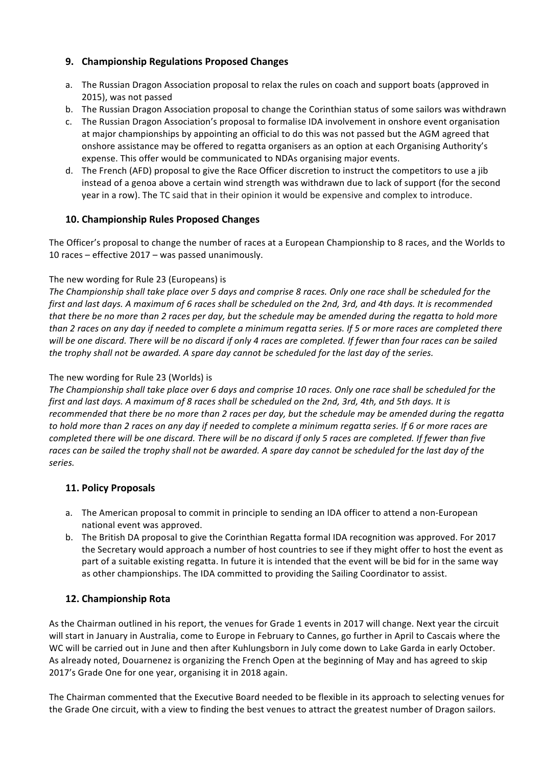## 9. Championship Regulations Proposed Changes

a. The Russian Dragon Association proposal to relax the rules on coach and support boats (approved in 2015), was not passed
b. The Russian Dragon Association proposal to change the Corinthian status of some sailors was withdrawn
c. The Russian Dragon Association's proposal to formalise IDA involvement in onshore event organisation at major championships by appointing an official to do this was not passed but the AGM agreed that onshore assistance may be offered to regatta organisers as an option at each Organising Authority's expense. This offer would be communicated to NDAs organising major events.
d. The French (AFD) proposal to give the Race Officer discretion to instruct the competitors to use a jib instead of a genoa above a certain wind strength was withdrawn due to lack of support (for the second year in a row). The TC said that in their opinion it would be expensive and complex to introduce.

## 10. Championship Rules Proposed Changes

The Officer's proposal to change the number of races at a European Championship to 8 races, and the Worlds to 10 races – effective 2017 – was passed unanimously.

The new wording for Rule 23 (Europeans) is

*The Championship shall take place over 5 days and comprise 8 races. Only one race shall be scheduled for the first and last days. A maximum of 6 races shall be scheduled on the 2nd, 3rd, and 4th days. It is recommended that there be no more than 2 races per day, but the schedule may be amended during the regatta to hold more than 2 races on any day if needed to complete a minimum regatta series. If 5 or more races are completed there will be one discard. There will be no discard if only 4 races are completed. If fewer than four races can be sailed the trophy shall not be awarded. A spare day cannot be scheduled for the last day of the series.*

The new wording for Rule 23 (Worlds) is

*The Championship shall take place over 6 days and comprise 10 races. Only one race shall be scheduled for the first and last days. A maximum of 8 races shall be scheduled on the 2nd, 3rd, 4th, and 5th days. It is recommended that there be no more than 2 races per day, but the schedule may be amended during the regatta to hold more than 2 races on any day if needed to complete a minimum regatta series. If 6 or more races are completed there will be one discard. There will be no discard if only 5 races are completed. If fewer than five races can be sailed the trophy shall not be awarded. A spare day cannot be scheduled for the last day of the series.*

## 11. Policy Proposals

a. The American proposal to commit in principle to sending an IDA officer to attend a non-European national event was approved.
b. The British DA proposal to give the Corinthian Regatta formal IDA recognition was approved. For 2017 the Secretary would approach a number of host countries to see if they might offer to host the event as part of a suitable existing regatta. In future it is intended that the event will be bid for in the same way as other championships. The IDA committed to providing the Sailing Coordinator to assist.

## 12. Championship Rota

As the Chairman outlined in his report, the venues for Grade 1 events in 2017 will change. Next year the circuit will start in January in Australia, come to Europe in February to Cannes, go further in April to Cascais where the WC will be carried out in June and then after Kuhlungsborn in July come down to Lake Garda in early October. As already noted, Douarnenez is organizing the French Open at the beginning of May and has agreed to skip 2017's Grade One for one year, organising it in 2018 again.

The Chairman commented that the Executive Board needed to be flexible in its approach to selecting venues for the Grade One circuit, with a view to finding the best venues to attract the greatest number of Dragon sailors.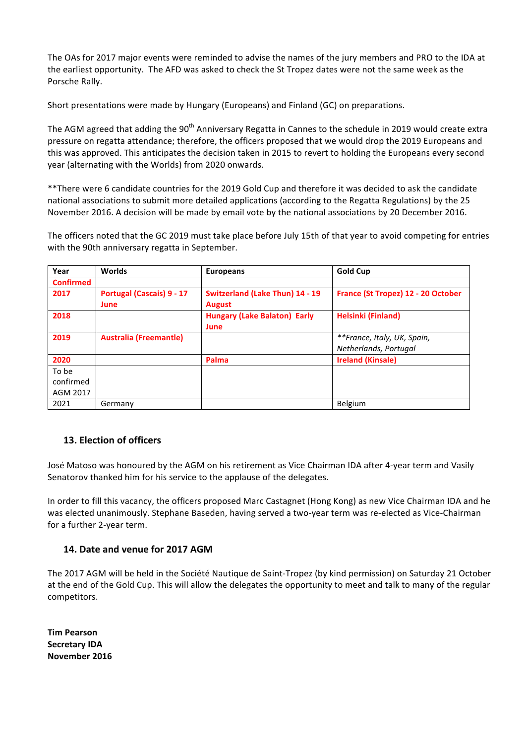The OAs for 2017 major events were reminded to advise the names of the jury members and PRO to the IDA at the earliest opportunity. The AFD was asked to check the St Tropez dates were not the same week as the Porsche Rally.

Short presentations were made by Hungary (Europeans) and Finland (GC) on preparations.

The AGM agreed that adding the 90th Anniversary Regatta in Cannes to the schedule in 2019 would create extra pressure on regatta attendance; therefore, the officers proposed that we would drop the 2019 Europeans and this was approved. This anticipates the decision taken in 2015 to revert to holding the Europeans every second year (alternating with the Worlds) from 2020 onwards.

**There were 6 candidate countries for the 2019 Gold Cup and therefore it was decided to ask the candidate national associations to submit more detailed applications (according to the Regatta Regulations) by the 25 November 2016. A decision will be made by email vote by the national associations by 20 December 2016.

The officers noted that the GC 2019 must take place before July 15th of that year to avoid competing for entries with the 90th anniversary regatta in September.

| Year | Worlds | Europeans | Gold Cup |
|---|---|---|---|
| **Confirmed** | | | |
| **2017** | **Portugal (Cascais) 9 - 17 June** | **Switzerland (Lake Thun) 14 - 19 August** | **France (St Tropez) 12 - 20 October** |
| **2018** | | **Hungary (Lake Balaton) Early June** | **Helsinki (Finland)** |
| **2019** | **Australia (Freemantle)** | | *\*\*France, Italy, UK, Spain, Netherlands, Portugal* |
| **2020** | | **Palma** | **Ireland (Kinsale)** |
| To be confirmed AGM 2017 | | | |
| 2021 | Germany | | Belgium |

## 13. Election of officers

José Matoso was honoured by the AGM on his retirement as Vice Chairman IDA after 4-year term and Vasily Senatorov thanked him for his service to the applause of the delegates.

In order to fill this vacancy, the officers proposed Marc Castagnet (Hong Kong) as new Vice Chairman IDA and he was elected unanimously. Stephane Baseden, having served a two-year term was re-elected as Vice-Chairman for a further 2-year term.

## 14. Date and venue for 2017 AGM

The 2017 AGM will be held in the Société Nautique de Saint-Tropez (by kind permission) on Saturday 21 October at the end of the Gold Cup. This will allow the delegates the opportunity to meet and talk to many of the regular competitors.

**Tim Pearson**
**Secretary IDA**
**November 2016**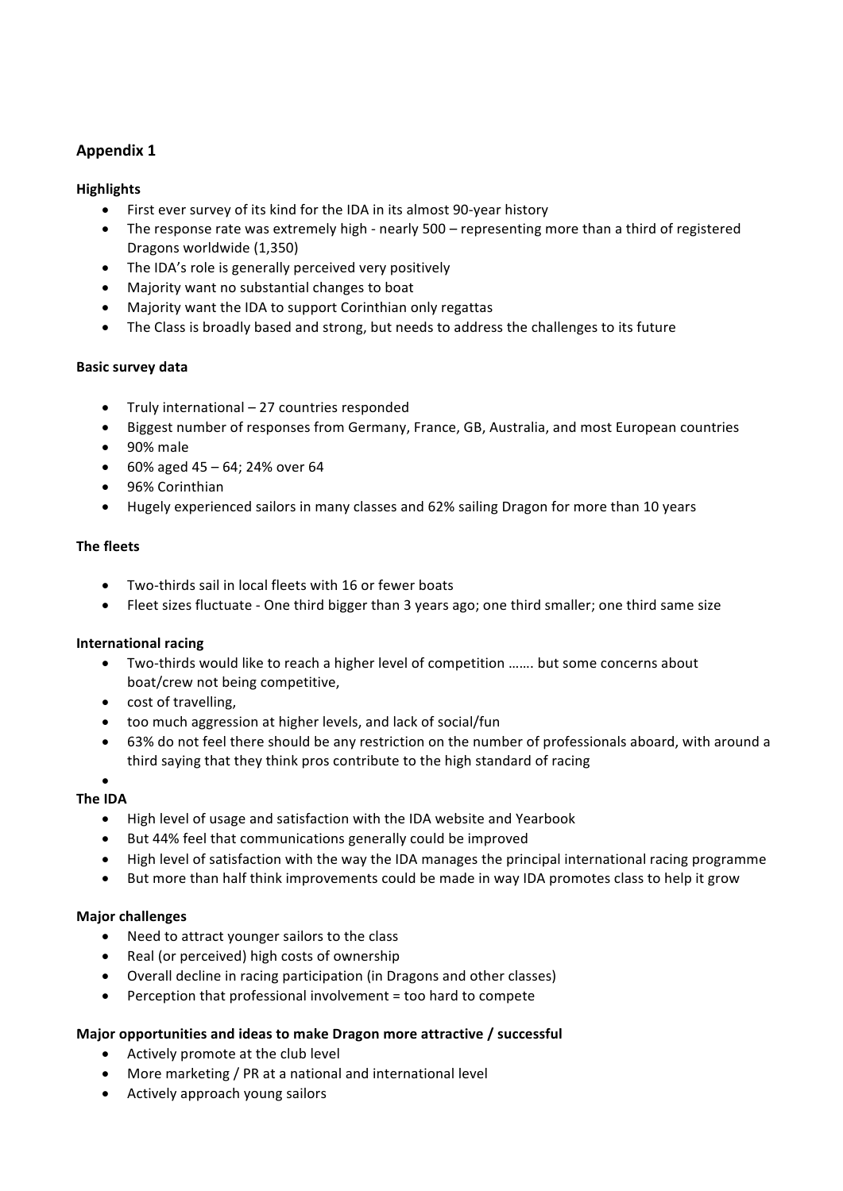## Appendix 1

**Highlights**

- First ever survey of its kind for the IDA in its almost 90-year history
- The response rate was extremely high - nearly 500 – representing more than a third of registered Dragons worldwide (1,350)
- The IDA's role is generally perceived very positively
- Majority want no substantial changes to boat
- Majority want the IDA to support Corinthian only regattas
- The Class is broadly based and strong, but needs to address the challenges to its future

**Basic survey data**

- Truly international – 27 countries responded
- Biggest number of responses from Germany, France, GB, Australia, and most European countries
- 90% male
- 60% aged 45 – 64; 24% over 64
- 96% Corinthian
- Hugely experienced sailors in many classes and 62% sailing Dragon for more than 10 years

**The fleets**

- Two-thirds sail in local fleets with 16 or fewer boats
- Fleet sizes fluctuate - One third bigger than 3 years ago; one third smaller; one third same size

**International racing**

- Two-thirds would like to reach a higher level of competition ……. but some concerns about boat/crew not being competitive,
- cost of travelling,
- too much aggression at higher levels, and lack of social/fun
- 63% do not feel there should be any restriction on the number of professionals aboard, with around a third saying that they think pros contribute to the high standard of racing

**The IDA**

- High level of usage and satisfaction with the IDA website and Yearbook
- But 44% feel that communications generally could be improved
- High level of satisfaction with the way the IDA manages the principal international racing programme
- But more than half think improvements could be made in way IDA promotes class to help it grow

**Major challenges**

- Need to attract younger sailors to the class
- Real (or perceived) high costs of ownership
- Overall decline in racing participation (in Dragons and other classes)
- Perception that professional involvement = too hard to compete

**Major opportunities and ideas to make Dragon more attractive / successful**

- Actively promote at the club level
- More marketing / PR at a national and international level
- Actively approach young sailors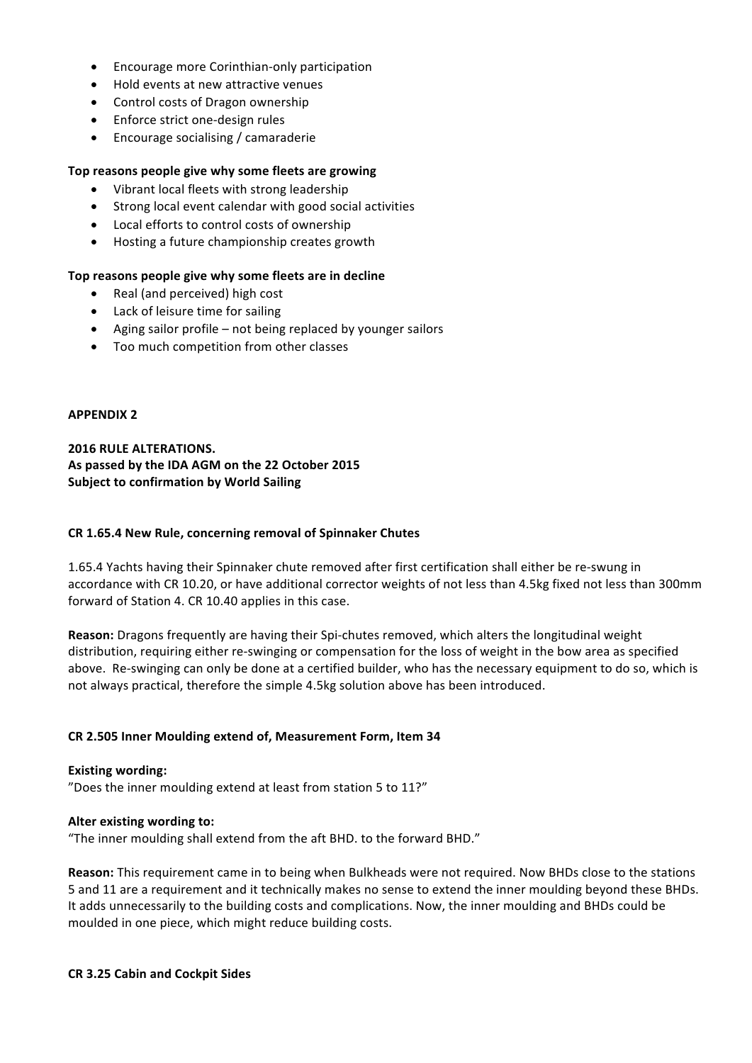- Encourage more Corinthian-only participation
- Hold events at new attractive venues
- Control costs of Dragon ownership
- Enforce strict one-design rules
- Encourage socialising / camaraderie

**Top reasons people give why some fleets are growing**

- Vibrant local fleets with strong leadership
- Strong local event calendar with good social activities
- Local efforts to control costs of ownership
- Hosting a future championship creates growth

**Top reasons people give why some fleets are in decline**

- Real (and perceived) high cost
- Lack of leisure time for sailing
- Aging sailor profile – not being replaced by younger sailors
- Too much competition from other classes

## APPENDIX 2

**2016 RULE ALTERATIONS.**
**As passed by the IDA AGM on the 22 October 2015**
**Subject to confirmation by World Sailing**

### CR 1.65.4 New Rule, concerning removal of Spinnaker Chutes

1.65.4 Yachts having their Spinnaker chute removed after first certification shall either be re-swung in accordance with CR 10.20, or have additional corrector weights of not less than 4.5kg fixed not less than 300mm forward of Station 4. CR 10.40 applies in this case.

**Reason:** Dragons frequently are having their Spi-chutes removed, which alters the longitudinal weight distribution, requiring either re-swinging or compensation for the loss of weight in the bow area as specified above. Re-swinging can only be done at a certified builder, who has the necessary equipment to do so, which is not always practical, therefore the simple 4.5kg solution above has been introduced.

### CR 2.505 Inner Moulding extend of, Measurement Form, Item 34

**Existing wording:**
"Does the inner moulding extend at least from station 5 to 11?"

**Alter existing wording to:**
"The inner moulding shall extend from the aft BHD. to the forward BHD."

**Reason:** This requirement came in to being when Bulkheads were not required. Now BHDs close to the stations 5 and 11 are a requirement and it technically makes no sense to extend the inner moulding beyond these BHDs. It adds unnecessarily to the building costs and complications. Now, the inner moulding and BHDs could be moulded in one piece, which might reduce building costs.

### CR 3.25 Cabin and Cockpit Sides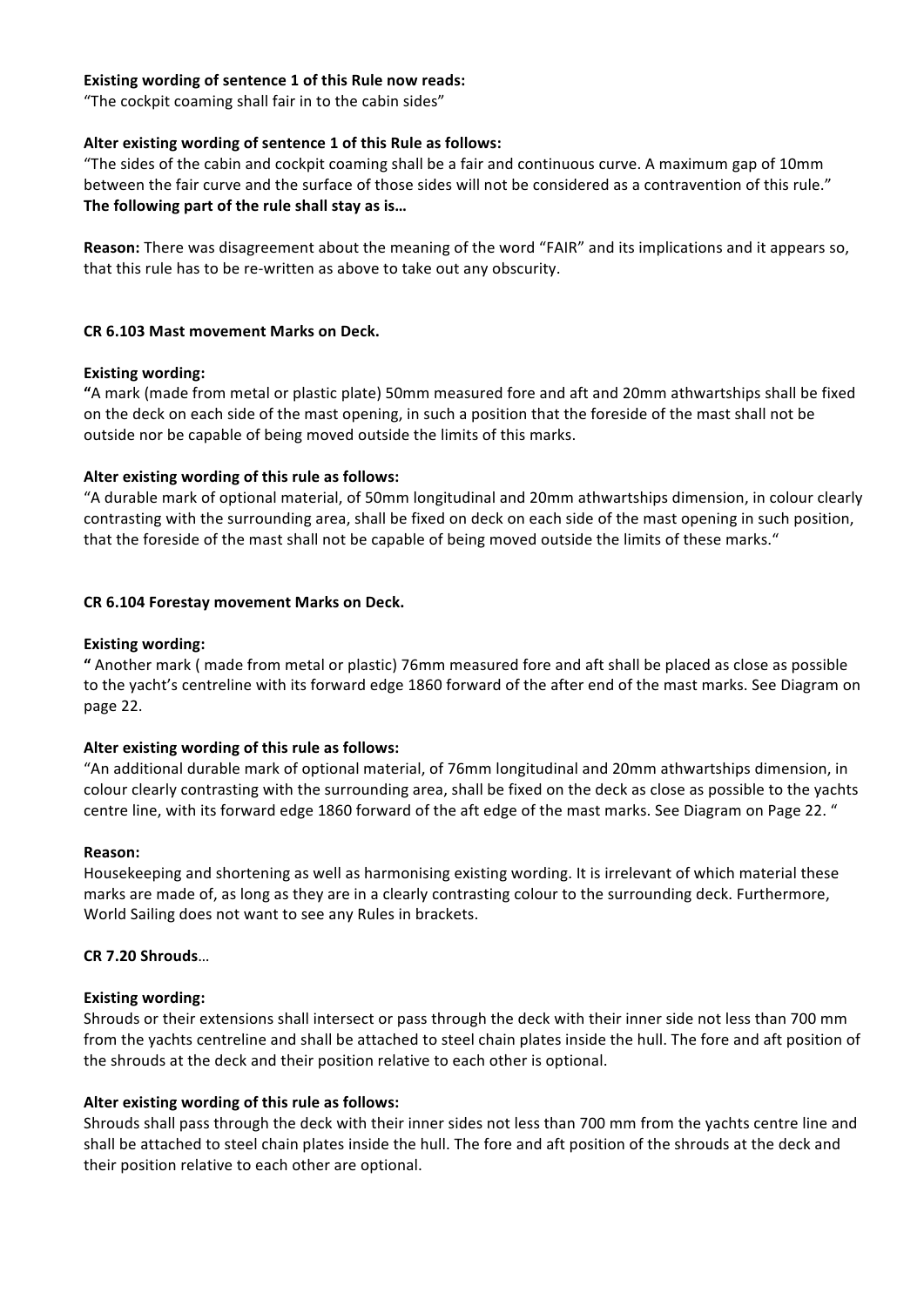**Existing wording of sentence 1 of this Rule now reads:**
"The cockpit coaming shall fair in to the cabin sides"

**Alter existing wording of sentence 1 of this Rule as follows:**
"The sides of the cabin and cockpit coaming shall be a fair and continuous curve. A maximum gap of 10mm between the fair curve and the surface of those sides will not be considered as a contravention of this rule."
**The following part of the rule shall stay as is…**

**Reason:** There was disagreement about the meaning of the word "FAIR" and its implications and it appears so, that this rule has to be re-written as above to take out any obscurity.

**CR 6.103 Mast movement Marks on Deck.**

**Existing wording:**
**"**A mark (made from metal or plastic plate) 50mm measured fore and aft and 20mm athwartships shall be fixed on the deck on each side of the mast opening, in such a position that the foreside of the mast shall not be outside nor be capable of being moved outside the limits of this marks.

**Alter existing wording of this rule as follows:**
"A durable mark of optional material, of 50mm longitudinal and 20mm athwartships dimension, in colour clearly contrasting with the surrounding area, shall be fixed on deck on each side of the mast opening in such position, that the foreside of the mast shall not be capable of being moved outside the limits of these marks."

**CR 6.104 Forestay movement Marks on Deck.**

**Existing wording:**
**"** Another mark ( made from metal or plastic) 76mm measured fore and aft shall be placed as close as possible to the yacht's centreline with its forward edge 1860 forward of the after end of the mast marks. See Diagram on page 22.

**Alter existing wording of this rule as follows:**
"An additional durable mark of optional material, of 76mm longitudinal and 20mm athwartships dimension, in colour clearly contrasting with the surrounding area, shall be fixed on the deck as close as possible to the yachts centre line, with its forward edge 1860 forward of the aft edge of the mast marks. See Diagram on Page 22. "

**Reason:**
Housekeeping and shortening as well as harmonising existing wording. It is irrelevant of which material these marks are made of, as long as they are in a clearly contrasting colour to the surrounding deck. Furthermore, World Sailing does not want to see any Rules in brackets.

**CR 7.20 Shrouds**…

**Existing wording:**
Shrouds or their extensions shall intersect or pass through the deck with their inner side not less than 700 mm from the yachts centreline and shall be attached to steel chain plates inside the hull. The fore and aft position of the shrouds at the deck and their position relative to each other is optional.

**Alter existing wording of this rule as follows:**
Shrouds shall pass through the deck with their inner sides not less than 700 mm from the yachts centre line and shall be attached to steel chain plates inside the hull. The fore and aft position of the shrouds at the deck and their position relative to each other are optional.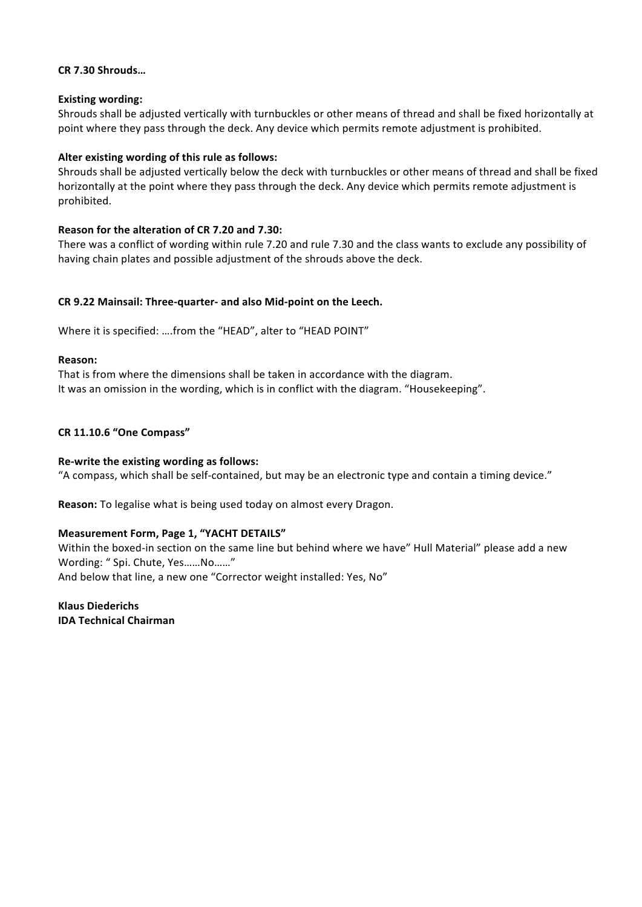**CR 7.30 Shrouds…**

**Existing wording:**
Shrouds shall be adjusted vertically with turnbuckles or other means of thread and shall be fixed horizontally at point where they pass through the deck. Any device which permits remote adjustment is prohibited.

**Alter existing wording of this rule as follows:**
Shrouds shall be adjusted vertically below the deck with turnbuckles or other means of thread and shall be fixed horizontally at the point where they pass through the deck. Any device which permits remote adjustment is prohibited.

**Reason for the alteration of CR 7.20 and 7.30:**
There was a conflict of wording within rule 7.20 and rule 7.30 and the class wants to exclude any possibility of having chain plates and possible adjustment of the shrouds above the deck.

**CR 9.22 Mainsail: Three-quarter- and also Mid-point on the Leech.**

Where it is specified: ….from the "HEAD", alter to "HEAD POINT"

**Reason:**
That is from where the dimensions shall be taken in accordance with the diagram.
It was an omission in the wording, which is in conflict with the diagram. "Housekeeping".

**CR 11.10.6 "One Compass"**

**Re-write the existing wording as follows:**
"A compass, which shall be self-contained, but may be an electronic type and contain a timing device."

**Reason:** To legalise what is being used today on almost every Dragon.

**Measurement Form, Page 1, "YACHT DETAILS"**
Within the boxed-in section on the same line but behind where we have" Hull Material" please add a new Wording: " Spi. Chute, Yes……No……"
And below that line, a new one "Corrector weight installed: Yes, No"

**Klaus Diederichs**
**IDA Technical Chairman**